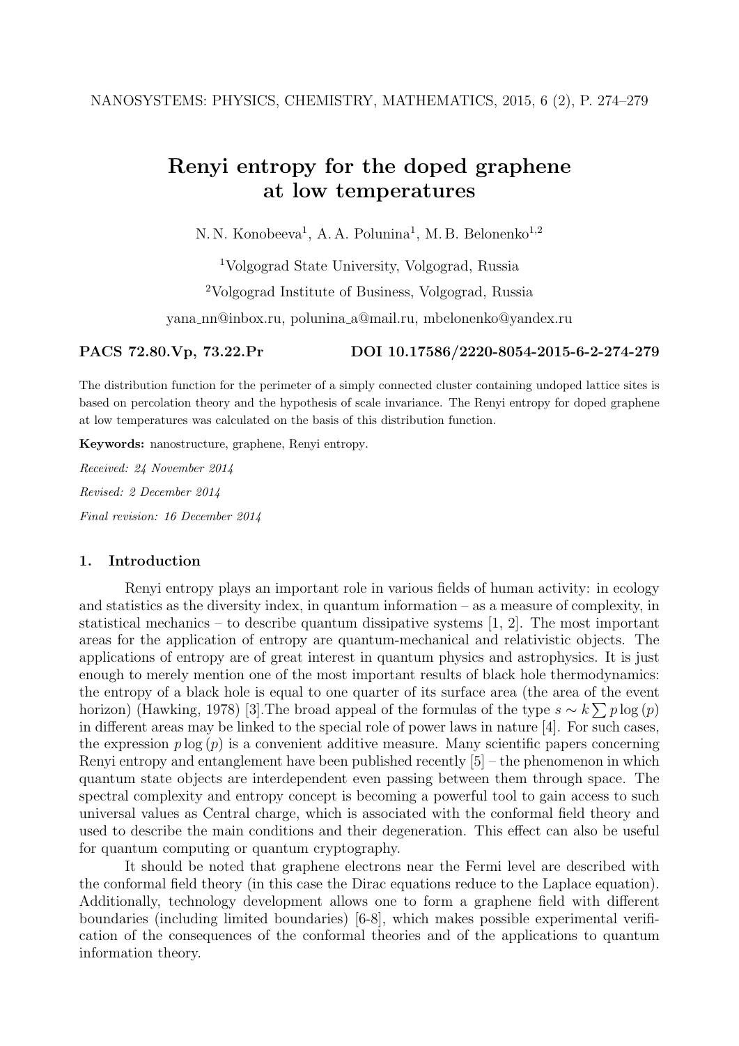# Renyi entropy for the doped graphene at low temperatures

N. N. Konobeeva[1], A. A. Polunina[1], M. B. Belonenko[1,2]

[1]Volgograd State University, Volgograd, Russia

[2]Volgograd Institute of Business, Volgograd, Russia

yana_nn@inbox.ru, polunina_a@mail.ru, mbelonenko@yandex.ru

**PACS 72.80.Vp, 73.22.Pr** **DOI 10.17586/2220-8054-2015-6-2-274-279**

The distribution function for the perimeter of a simply connected cluster containing undoped lattice sites is based on percolation theory and the hypothesis of scale invariance. The Renyi entropy for doped graphene at low temperatures was calculated on the basis of this distribution function.

**Keywords:** nanostructure, graphene, Renyi entropy.

*Received: 24 November 2014*

*Revised: 2 December 2014*

*Final revision: 16 December 2014*

## 1. Introduction

Renyi entropy plays an important role in various fields of human activity: in ecology and statistics as the diversity index, in quantum information – as a measure of complexity, in statistical mechanics – to describe quantum dissipative systems [1, 2]. The most important areas for the application of entropy are quantum-mechanical and relativistic objects. The applications of entropy are of great interest in quantum physics and astrophysics. It is just enough to merely mention one of the most important results of black hole thermodynamics: the entropy of a black hole is equal to one quarter of its surface area (the area of the event horizon) (Hawking, 1978) [3].The broad appeal of the formulas of the type $s \sim k \sum p \log(p)$ in different areas may be linked to the special role of power laws in nature [4]. For such cases, the expression $p \log(p)$ is a convenient additive measure. Many scientific papers concerning Renyi entropy and entanglement have been published recently [5] – the phenomenon in which quantum state objects are interdependent even passing between them through space. The spectral complexity and entropy concept is becoming a powerful tool to gain access to such universal values as Central charge, which is associated with the conformal field theory and used to describe the main conditions and their degeneration. This effect can also be useful for quantum computing or quantum cryptography.

It should be noted that graphene electrons near the Fermi level are described with the conformal field theory (in this case the Dirac equations reduce to the Laplace equation). Additionally, technology development allows one to form a graphene field with different boundaries (including limited boundaries) [6-8], which makes possible experimental verification of the consequences of the conformal theories and of the applications to quantum information theory.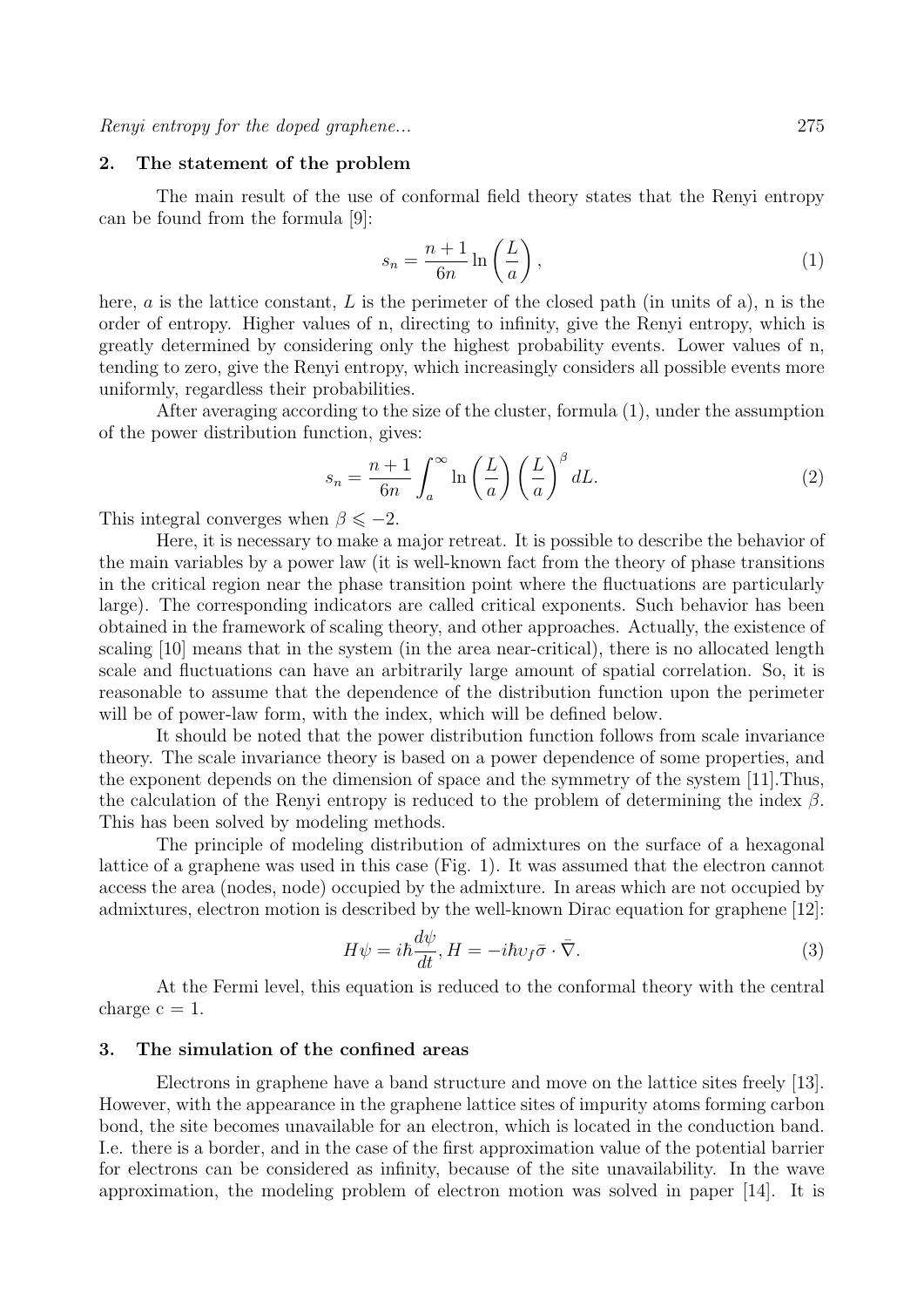## 2. The statement of the problem

The main result of the use of conformal field theory states that the Renyi entropy can be found from the formula [9]:

$$s_n = \frac{n+1}{6n} \ln\left(\frac{L}{a}\right), \tag{1}$$

here, $a$ is the lattice constant, $L$ is the perimeter of the closed path (in units of a), n is the order of entropy. Higher values of n, directing to infinity, give the Renyi entropy, which is greatly determined by considering only the highest probability events. Lower values of n, tending to zero, give the Renyi entropy, which increasingly considers all possible events more uniformly, regardless their probabilities.

After averaging according to the size of the cluster, formula (1), under the assumption of the power distribution function, gives:

$$s_n = \frac{n+1}{6n} \int_a^\infty \ln\left(\frac{L}{a}\right)\left(\frac{L}{a}\right)^\beta dL. \tag{2}$$

This integral converges when $\beta \leqslant -2$.

Here, it is necessary to make a major retreat. It is possible to describe the behavior of the main variables by a power law (it is well-known fact from the theory of phase transitions in the critical region near the phase transition point where the fluctuations are particularly large). The corresponding indicators are called critical exponents. Such behavior has been obtained in the framework of scaling theory, and other approaches. Actually, the existence of scaling [10] means that in the system (in the area near-critical), there is no allocated length scale and fluctuations can have an arbitrarily large amount of spatial correlation. So, it is reasonable to assume that the dependence of the distribution function upon the perimeter will be of power-law form, with the index, which will be defined below.

It should be noted that the power distribution function follows from scale invariance theory. The scale invariance theory is based on a power dependence of some properties, and the exponent depends on the dimension of space and the symmetry of the system [11].Thus, the calculation of the Renyi entropy is reduced to the problem of determining the index $\beta$. This has been solved by modeling methods.

The principle of modeling distribution of admixtures on the surface of a hexagonal lattice of a graphene was used in this case (Fig. 1). It was assumed that the electron cannot access the area (nodes, node) occupied by the admixture. In areas which are not occupied by admixtures, electron motion is described by the well-known Dirac equation for graphene [12]:

$$H\psi = i\hbar\frac{d\psi}{dt}, H = -i\hbar\upsilon_f\bar{\sigma}\cdot\bar{\nabla}. \tag{3}$$

At the Fermi level, this equation is reduced to the conformal theory with the central charge c = 1.

## 3. The simulation of the confined areas

Electrons in graphene have a band structure and move on the lattice sites freely [13]. However, with the appearance in the graphene lattice sites of impurity atoms forming carbon bond, the site becomes unavailable for an electron, which is located in the conduction band. I.e. there is a border, and in the case of the first approximation value of the potential barrier for electrons can be considered as infinity, because of the site unavailability. In the wave approximation, the modeling problem of electron motion was solved in paper [14]. It is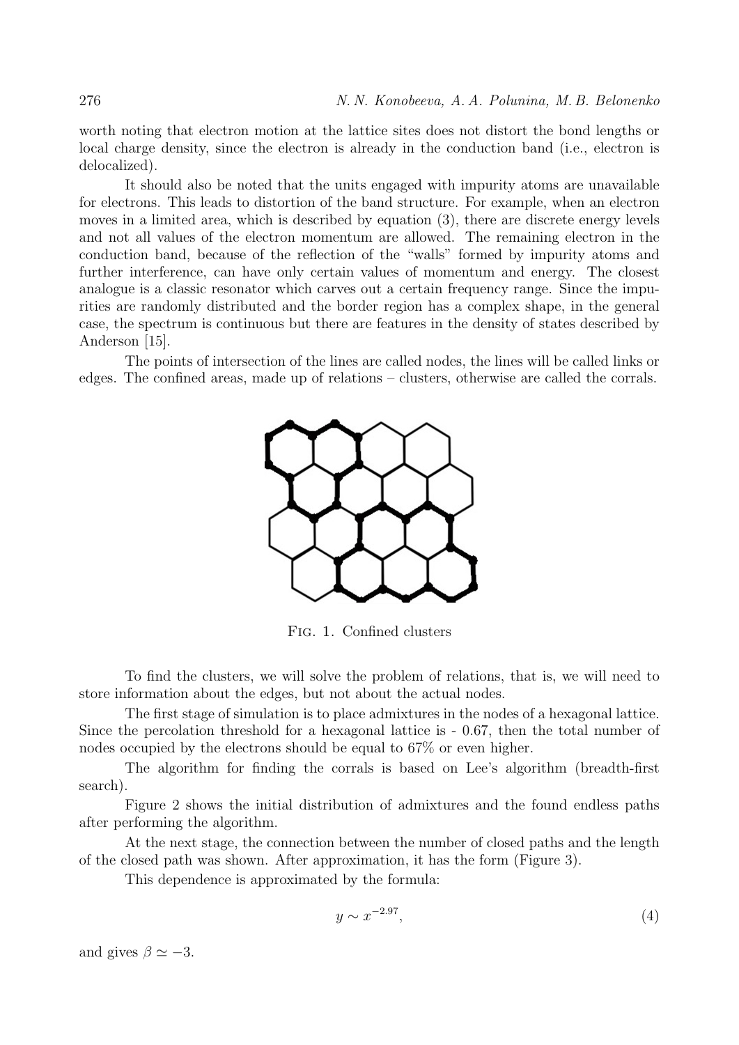worth noting that electron motion at the lattice sites does not distort the bond lengths or local charge density, since the electron is already in the conduction band (i.e., electron is delocalized).

It should also be noted that the units engaged with impurity atoms are unavailable for electrons. This leads to distortion of the band structure. For example, when an electron moves in a limited area, which is described by equation (3), there are discrete energy levels and not all values of the electron momentum are allowed. The remaining electron in the conduction band, because of the reflection of the "walls" formed by impurity atoms and further interference, can have only certain values of momentum and energy. The closest analogue is a classic resonator which carves out a certain frequency range. Since the impurities are randomly distributed and the border region has a complex shape, in the general case, the spectrum is continuous but there are features in the density of states described by Anderson [15].

The points of intersection of the lines are called nodes, the lines will be called links or edges. The confined areas, made up of relations – clusters, otherwise are called the corrals.

Fig. 1. Confined clusters

To find the clusters, we will solve the problem of relations, that is, we will need to store information about the edges, but not about the actual nodes.

The first stage of simulation is to place admixtures in the nodes of a hexagonal lattice. Since the percolation threshold for a hexagonal lattice is - 0.67, then the total number of nodes occupied by the electrons should be equal to 67% or even higher.

The algorithm for finding the corrals is based on Lee's algorithm (breadth-first search).

Figure 2 shows the initial distribution of admixtures and the found endless paths after performing the algorithm.

At the next stage, the connection between the number of closed paths and the length of the closed path was shown. After approximation, it has the form (Figure 3).

This dependence is approximated by the formula:

$$y \sim x^{-2.97}, \tag{4}$$

and gives $\beta \simeq -3$.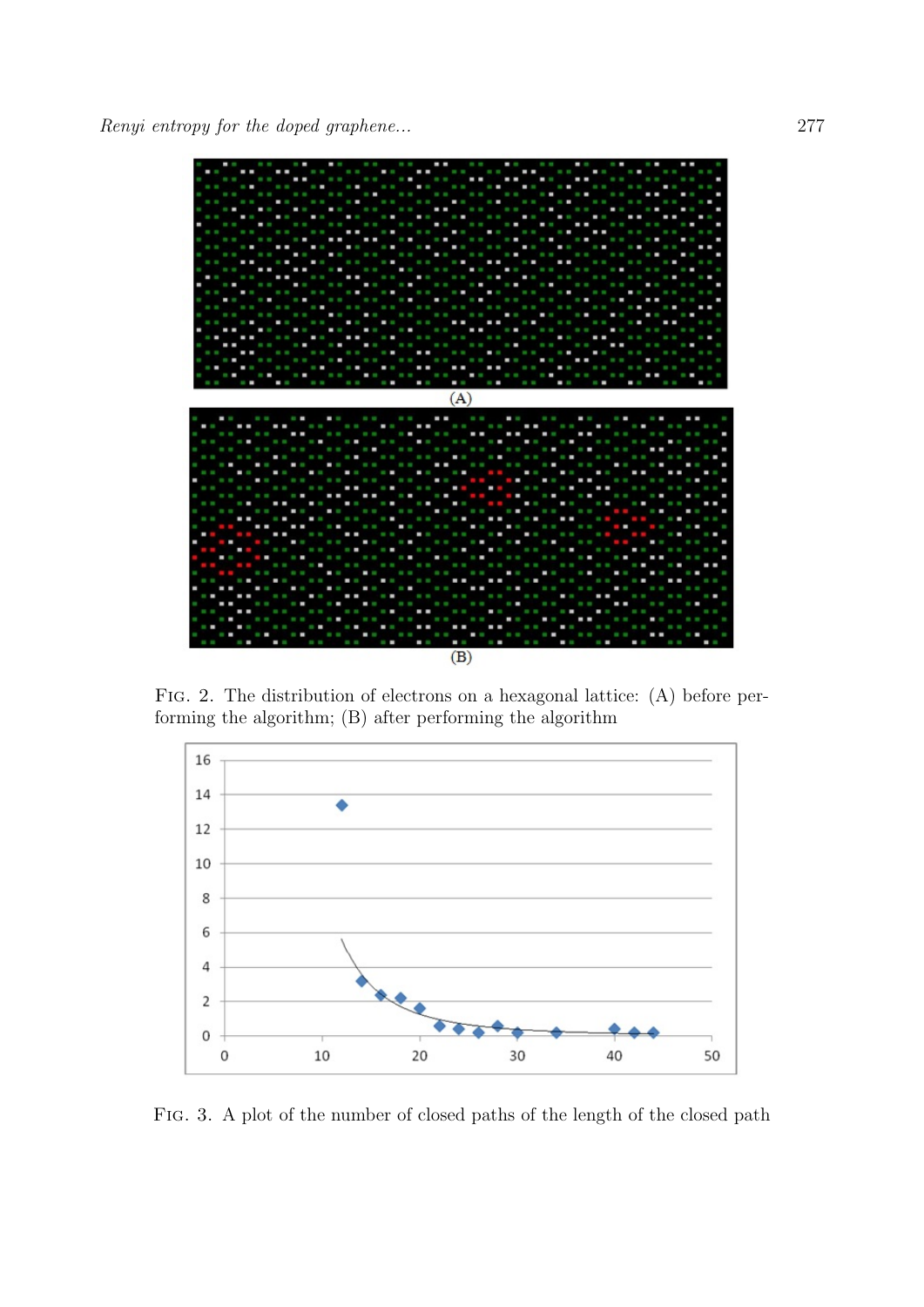FIG. 2. The distribution of electrons on a hexagonal lattice: (A) before performing the algorithm; (B) after performing the algorithm

FIG. 3. A plot of the number of closed paths of the length of the closed path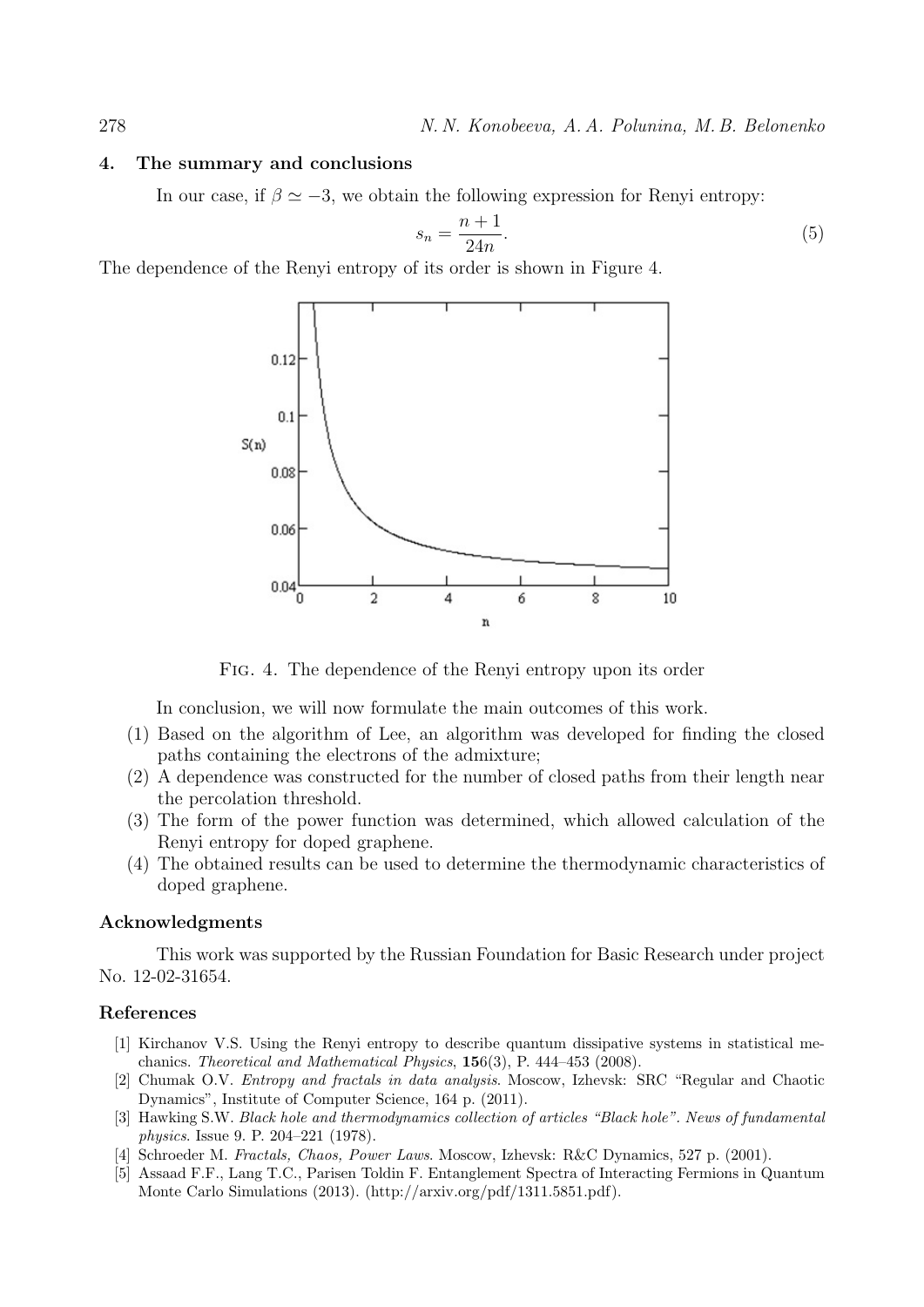## 4. The summary and conclusions

In our case, if $\beta \simeq -3$, we obtain the following expression for Renyi entropy:

$$s_n = \frac{n+1}{24n}. \tag{5}$$

The dependence of the Renyi entropy of its order is shown in Figure 4.

FIG. 4. The dependence of the Renyi entropy upon its order

In conclusion, we will now formulate the main outcomes of this work.

(1) Based on the algorithm of Lee, an algorithm was developed for finding the closed paths containing the electrons of the admixture;
(2) A dependence was constructed for the number of closed paths from their length near the percolation threshold.
(3) The form of the power function was determined, which allowed calculation of the Renyi entropy for doped graphene.
(4) The obtained results can be used to determine the thermodynamic characteristics of doped graphene.

### Acknowledgments

This work was supported by the Russian Foundation for Basic Research under project No. 12-02-31654.

### References

[1] Kirchanov V.S. Using the Renyi entropy to describe quantum dissipative systems in statistical mechanics. *Theoretical and Mathematical Physics*, **156**(3), P. 444–453 (2008).

[2] Chumak O.V. *Entropy and fractals in data analysis*. Moscow, Izhevsk: SRC "Regular and Chaotic Dynamics", Institute of Computer Science, 164 p. (2011).

[3] Hawking S.W. *Black hole and thermodynamics collection of articles "Black hole". News of fundamental physics*. Issue 9. P. 204–221 (1978).

[4] Schroeder M. *Fractals, Chaos, Power Laws*. Moscow, Izhevsk: R&C Dynamics, 527 p. (2001).

[5] Assaad F.F., Lang T.C., Parisen Toldin F. Entanglement Spectra of Interacting Fermions in Quantum Monte Carlo Simulations (2013). (http://arxiv.org/pdf/1311.5851.pdf).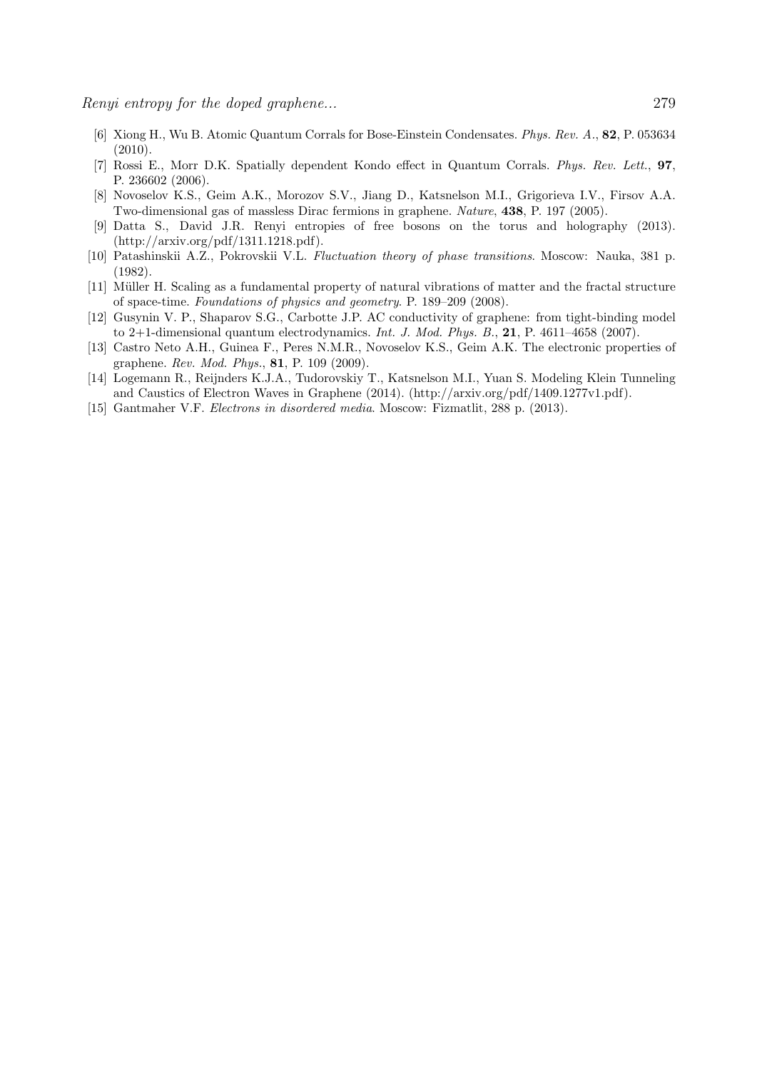[6] Xiong H., Wu B. Atomic Quantum Corrals for Bose-Einstein Condensates. *Phys. Rev. A.*, **82**, P. 053634 (2010).

[7] Rossi E., Morr D.K. Spatially dependent Kondo effect in Quantum Corrals. *Phys. Rev. Lett.*, **97**, P. 236602 (2006).

[8] Novoselov K.S., Geim A.K., Morozov S.V., Jiang D., Katsnelson M.I., Grigorieva I.V., Firsov A.A. Two-dimensional gas of massless Dirac fermions in graphene. *Nature*, **438**, P. 197 (2005).

[9] Datta S., David J.R. Renyi entropies of free bosons on the torus and holography (2013). (http://arxiv.org/pdf/1311.1218.pdf).

[10] Patashinskii A.Z., Pokrovskii V.L. *Fluctuation theory of phase transitions*. Moscow: Nauka, 381 p. (1982).

[11] Müller H. Scaling as a fundamental property of natural vibrations of matter and the fractal structure of space-time. *Foundations of physics and geometry*. P. 189–209 (2008).

[12] Gusynin V. P., Shaparov S.G., Carbotte J.P. AC conductivity of graphene: from tight-binding model to 2+1-dimensional quantum electrodynamics. *Int. J. Mod. Phys. B.*, **21**, P. 4611–4658 (2007).

[13] Castro Neto A.H., Guinea F., Peres N.M.R., Novoselov K.S., Geim A.K. The electronic properties of graphene. *Rev. Mod. Phys.*, **81**, P. 109 (2009).

[14] Logemann R., Reijnders K.J.A., Tudorovskiy T., Katsnelson M.I., Yuan S. Modeling Klein Tunneling and Caustics of Electron Waves in Graphene (2014). (http://arxiv.org/pdf/1409.1277v1.pdf).

[15] Gantmaher V.F. *Electrons in disordered media*. Moscow: Fizmatlit, 288 p. (2013).